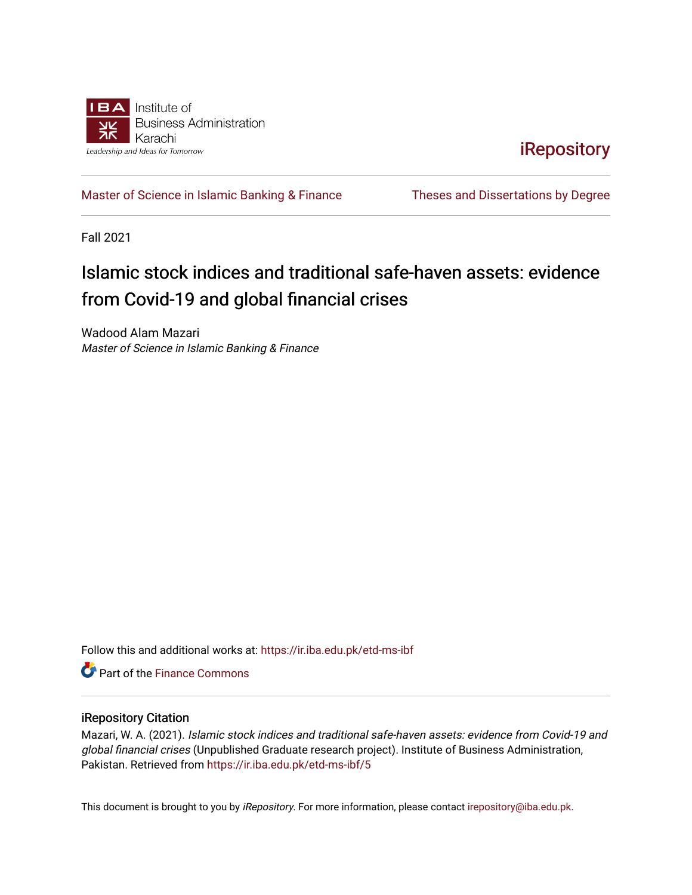Institute of Business Administration Karachi

Leadership and Ideas for Tomorrow

iRepository

Master of Science in Islamic Banking & Finance | Theses and Dissertations by Degree

Fall 2021

# Islamic stock indices and traditional safe-haven assets: evidence from Covid-19 and global financial crises

Wadood Alam Mazari

*Master of Science in Islamic Banking & Finance*

Follow this and additional works at: https://ir.iba.edu.pk/etd-ms-ibf

Part of the Finance Commons

## iRepository Citation

Mazari, W. A. (2021). *Islamic stock indices and traditional safe-haven assets: evidence from Covid-19 and global financial crises* (Unpublished Graduate research project). Institute of Business Administration, Pakistan. Retrieved from https://ir.iba.edu.pk/etd-ms-ibf/5

This document is brought to you by *iRepository*. For more information, please contact irepository@iba.edu.pk.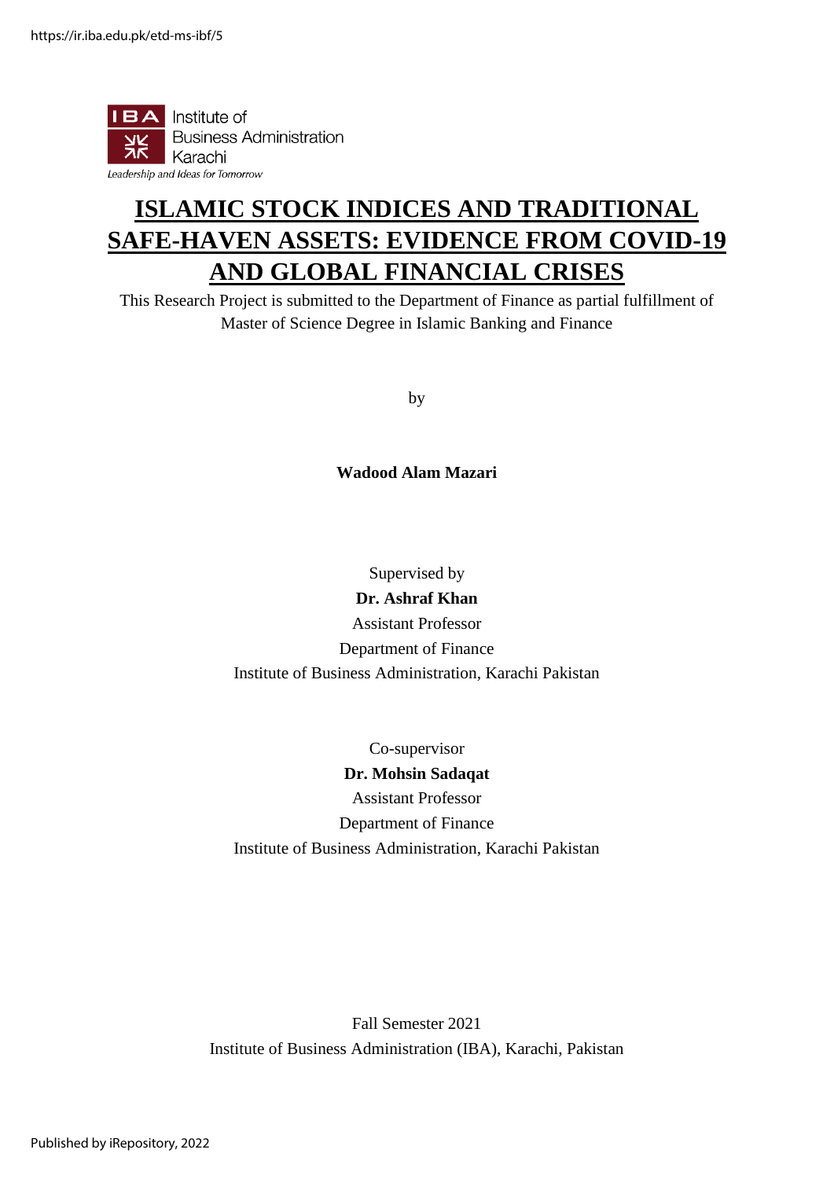# ISLAMIC STOCK INDICES AND TRADITIONAL SAFE-HAVEN ASSETS: EVIDENCE FROM COVID-19 AND GLOBAL FINANCIAL CRISES

This Research Project is submitted to the Department of Finance as partial fulfillment of Master of Science Degree in Islamic Banking and Finance

by

**Wadood Alam Mazari**

Supervised by

**Dr. Ashraf Khan**

Assistant Professor

Department of Finance

Institute of Business Administration, Karachi Pakistan

Co-supervisor

**Dr. Mohsin Sadaqat**

Assistant Professor

Department of Finance

Institute of Business Administration, Karachi Pakistan

Fall Semester 2021

Institute of Business Administration (IBA), Karachi, Pakistan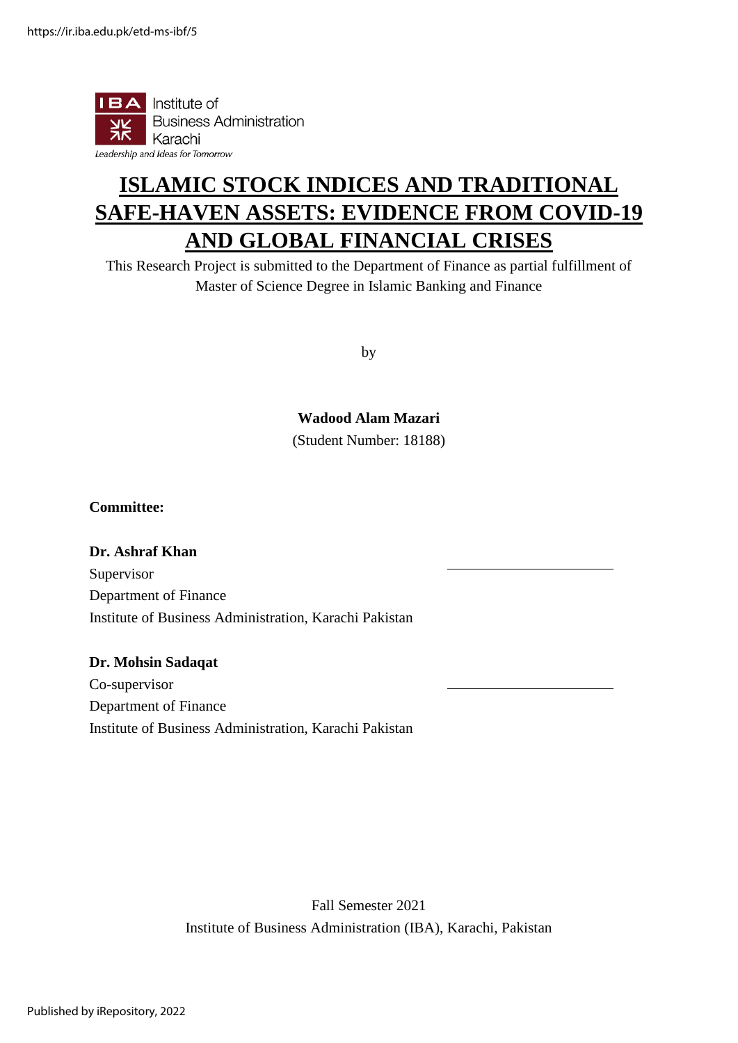IBA Institute of Business Administration Karachi

*Leadership and Ideas for Tomorrow*

# ISLAMIC STOCK INDICES AND TRADITIONAL SAFE-HAVEN ASSETS: EVIDENCE FROM COVID-19 AND GLOBAL FINANCIAL CRISES

This Research Project is submitted to the Department of Finance as partial fulfillment of Master of Science Degree in Islamic Banking and Finance

by

**Wadood Alam Mazari**

(Student Number: 18188)

**Committee:**

**Dr. Ashraf Khan**
Supervisor
Department of Finance
Institute of Business Administration, Karachi Pakistan

**Dr. Mohsin Sadaqat**
Co-supervisor
Department of Finance
Institute of Business Administration, Karachi Pakistan

Fall Semester 2021

Institute of Business Administration (IBA), Karachi, Pakistan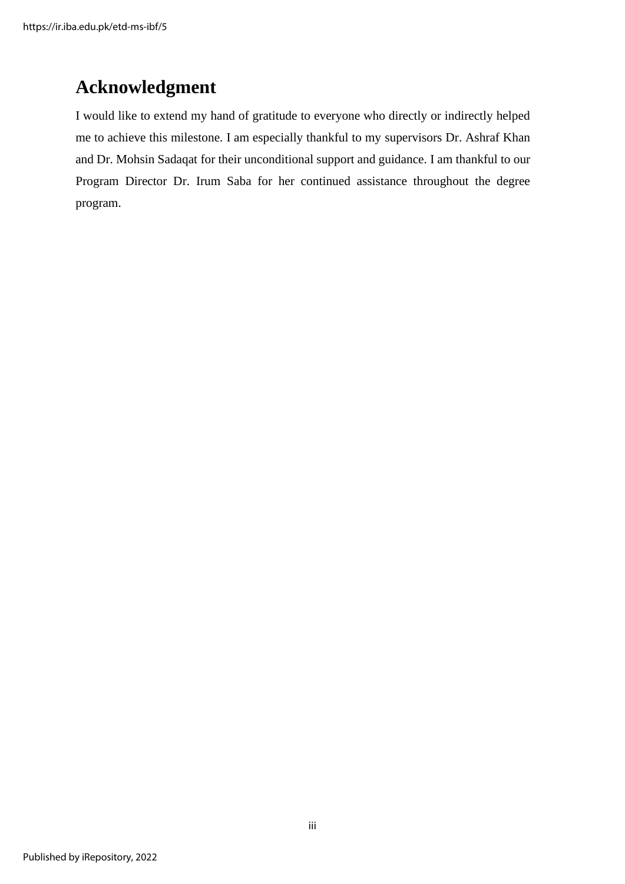# Acknowledgment

I would like to extend my hand of gratitude to everyone who directly or indirectly helped me to achieve this milestone. I am especially thankful to my supervisors Dr. Ashraf Khan and Dr. Mohsin Sadaqat for their unconditional support and guidance. I am thankful to our Program Director Dr. Irum Saba for her continued assistance throughout the degree program.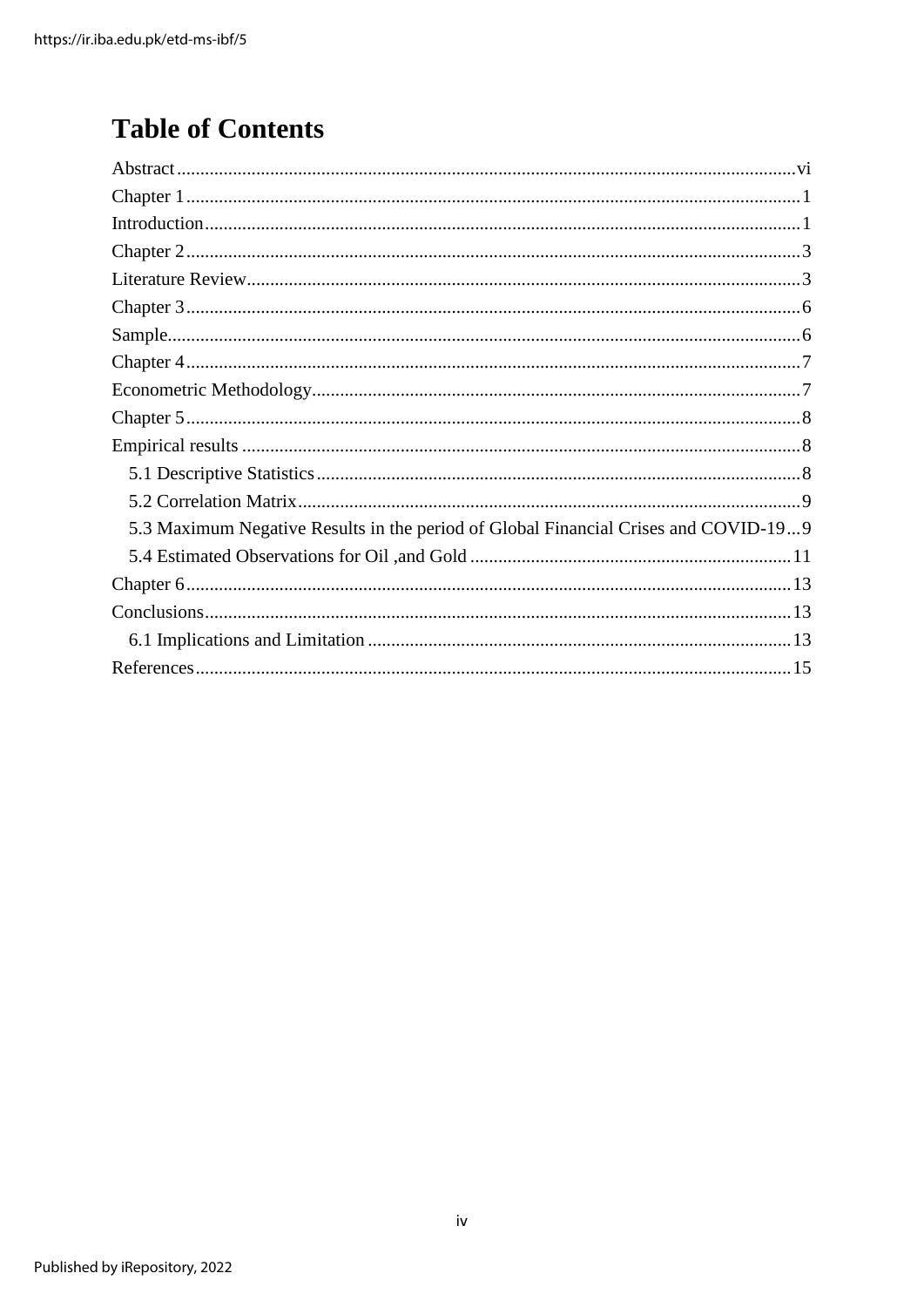# Table of Contents

Abstract ...................................................................................................................................... vi
Chapter 1 ...................................................................................................................................... 1
Introduction .................................................................................................................................. 1
Chapter 2 ...................................................................................................................................... 3
Literature Review ......................................................................................................................... 3
Chapter 3 ...................................................................................................................................... 6
Sample .......................................................................................................................................... 6
Chapter 4 ...................................................................................................................................... 7
Econometric Methodology ........................................................................................................... 7
Chapter 5 ...................................................................................................................................... 8
Empirical results ........................................................................................................................... 8
  5.1 Descriptive Statistics .............................................................................................................. 8
  5.2 Correlation Matrix .................................................................................................................. 9
  5.3 Maximum Negative Results in the period of Global Financial Crises and COVID-19 ... 9
  5.4 Estimated Observations for Oil ,and Gold ........................................................................ 11
Chapter 6 .................................................................................................................................... 13
Conclusions ................................................................................................................................ 13
  6.1 Implications and Limitation ............................................................................................... 13
References ................................................................................................................................... 15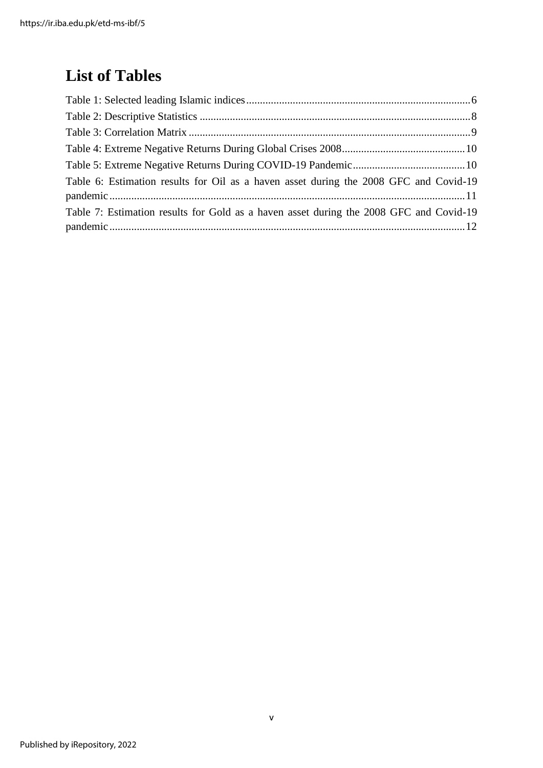# List of Tables

Table 1: Selected leading Islamic indices ........ 6

Table 2: Descriptive Statistics ........ 8

Table 3: Correlation Matrix ........ 9

Table 4: Extreme Negative Returns During Global Crises 2008 ........ 10

Table 5: Extreme Negative Returns During COVID-19 Pandemic ........ 10

Table 6: Estimation results for Oil as a haven asset during the 2008 GFC and Covid-19 pandemic ........ 11

Table 7: Estimation results for Gold as a haven asset during the 2008 GFC and Covid-19 pandemic ........ 12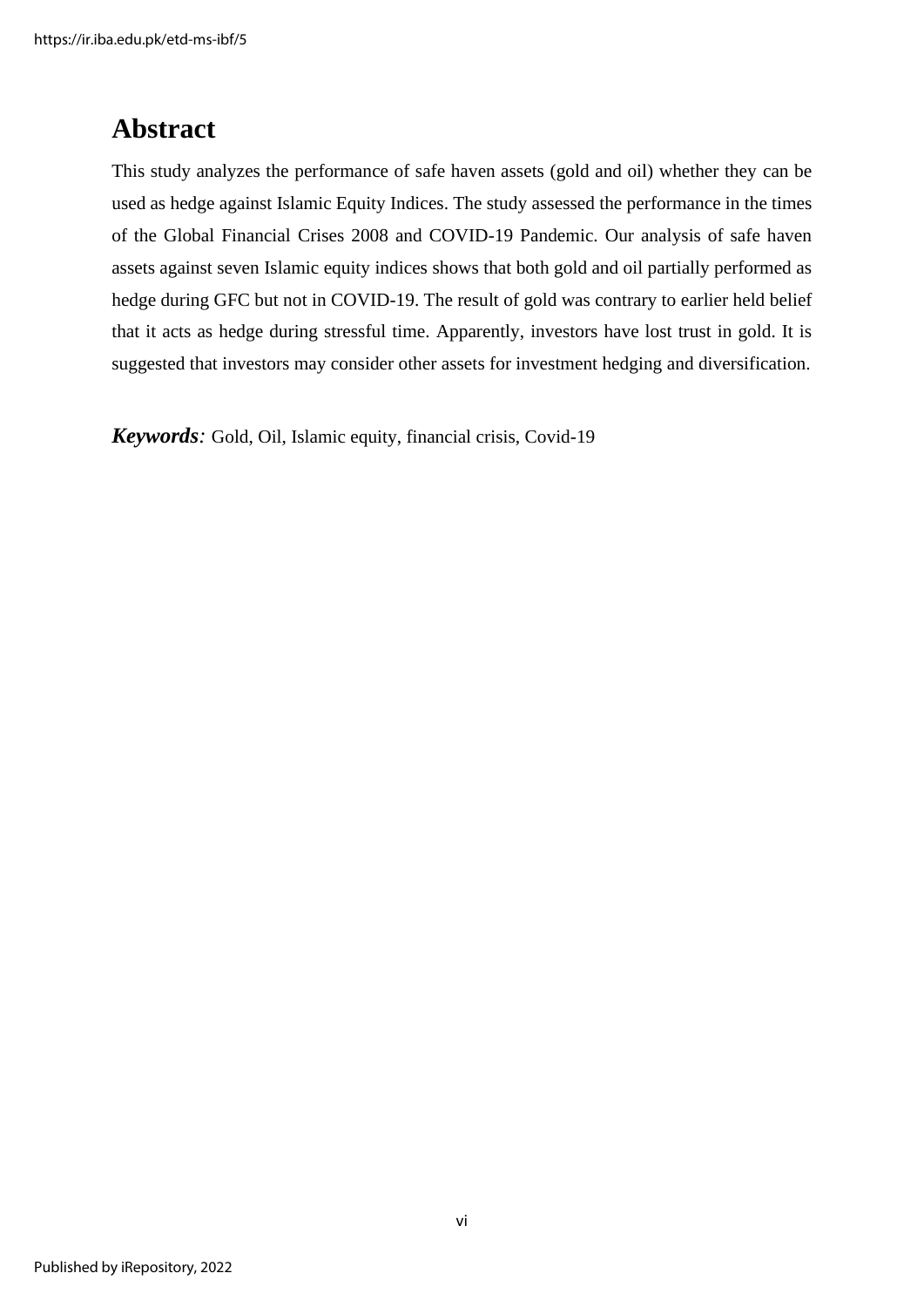# Abstract

This study analyzes the performance of safe haven assets (gold and oil) whether they can be used as hedge against Islamic Equity Indices. The study assessed the performance in the times of the Global Financial Crises 2008 and COVID-19 Pandemic. Our analysis of safe haven assets against seven Islamic equity indices shows that both gold and oil partially performed as hedge during GFC but not in COVID-19. The result of gold was contrary to earlier held belief that it acts as hedge during stressful time. Apparently, investors have lost trust in gold. It is suggested that investors may consider other assets for investment hedging and diversification.

***Keywords**:* Gold, Oil, Islamic equity, financial crisis, Covid-19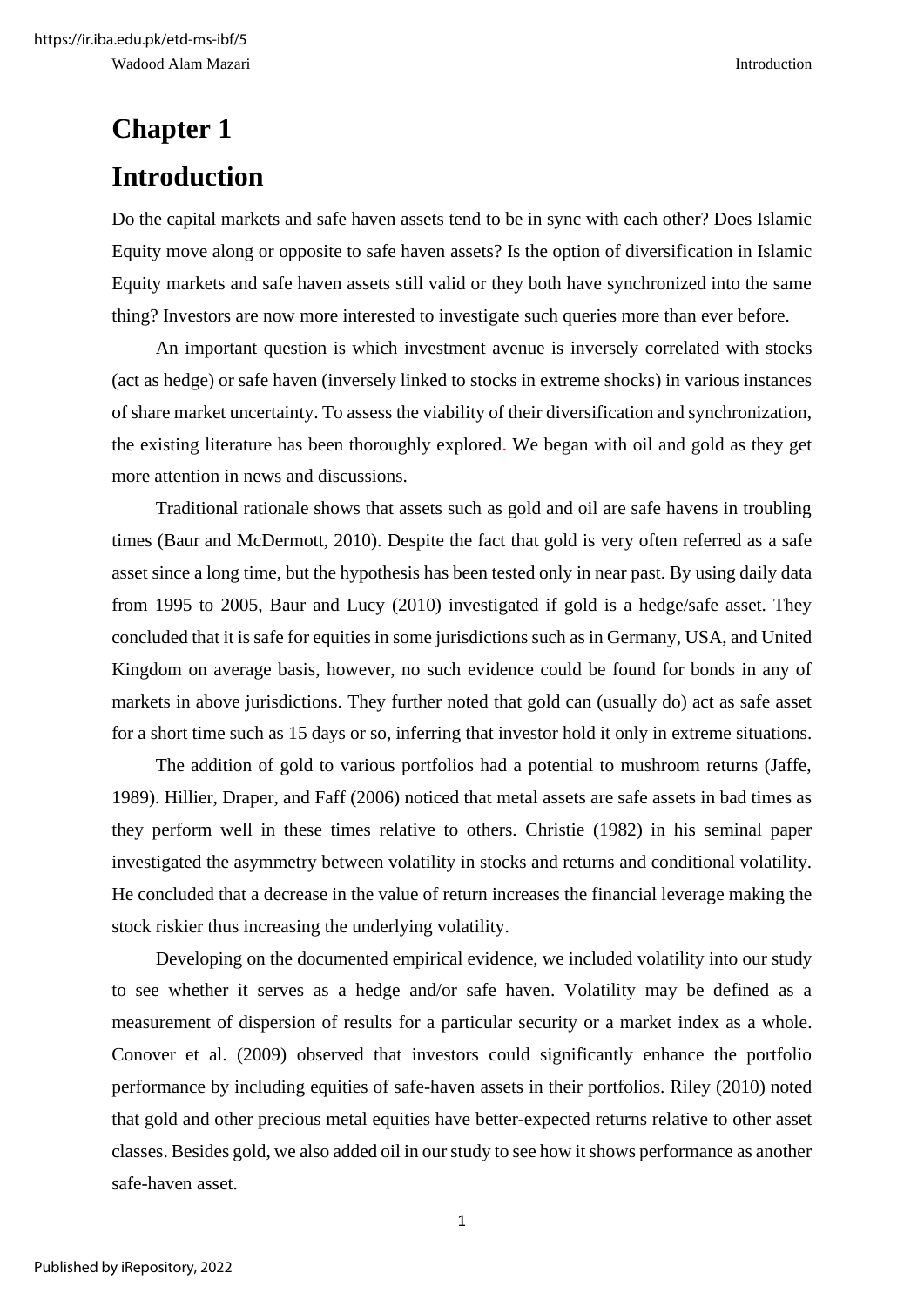# Chapter 1

# Introduction

Do the capital markets and safe haven assets tend to be in sync with each other? Does Islamic Equity move along or opposite to safe haven assets? Is the option of diversification in Islamic Equity markets and safe haven assets still valid or they both have synchronized into the same thing? Investors are now more interested to investigate such queries more than ever before.

An important question is which investment avenue is inversely correlated with stocks (act as hedge) or safe haven (inversely linked to stocks in extreme shocks) in various instances of share market uncertainty. To assess the viability of their diversification and synchronization, the existing literature has been thoroughly explored. We began with oil and gold as they get more attention in news and discussions.

Traditional rationale shows that assets such as gold and oil are safe havens in troubling times (Baur and McDermott, 2010). Despite the fact that gold is very often referred as a safe asset since a long time, but the hypothesis has been tested only in near past. By using daily data from 1995 to 2005, Baur and Lucy (2010) investigated if gold is a hedge/safe asset. They concluded that it is safe for equities in some jurisdictions such as in Germany, USA, and United Kingdom on average basis, however, no such evidence could be found for bonds in any of markets in above jurisdictions. They further noted that gold can (usually do) act as safe asset for a short time such as 15 days or so, inferring that investor hold it only in extreme situations.

The addition of gold to various portfolios had a potential to mushroom returns (Jaffe, 1989). Hillier, Draper, and Faff (2006) noticed that metal assets are safe assets in bad times as they perform well in these times relative to others. Christie (1982) in his seminal paper investigated the asymmetry between volatility in stocks and returns and conditional volatility. He concluded that a decrease in the value of return increases the financial leverage making the stock riskier thus increasing the underlying volatility.

Developing on the documented empirical evidence, we included volatility into our study to see whether it serves as a hedge and/or safe haven. Volatility may be defined as a measurement of dispersion of results for a particular security or a market index as a whole. Conover et al. (2009) observed that investors could significantly enhance the portfolio performance by including equities of safe-haven assets in their portfolios. Riley (2010) noted that gold and other precious metal equities have better-expected returns relative to other asset classes. Besides gold, we also added oil in our study to see how it shows performance as another safe-haven asset.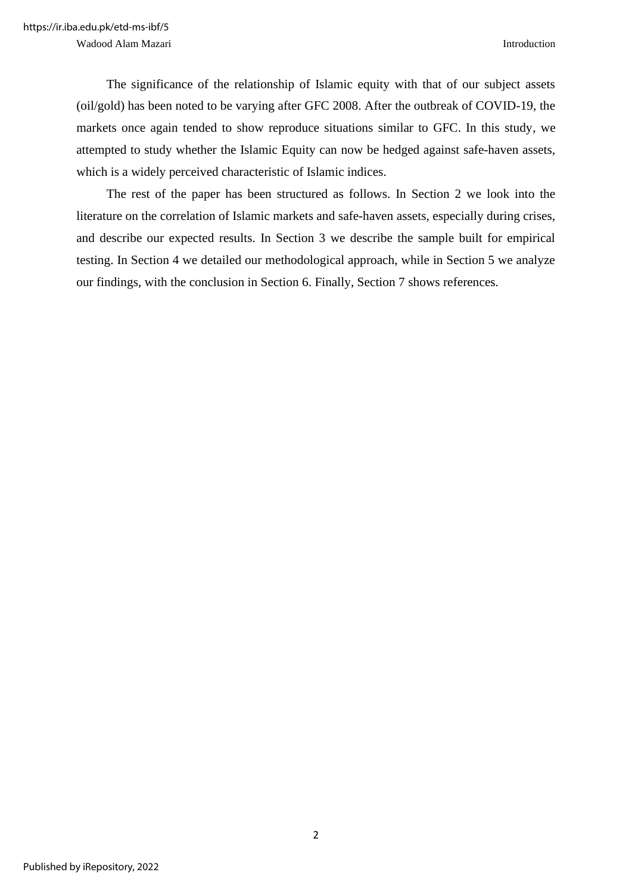The significance of the relationship of Islamic equity with that of our subject assets (oil/gold) has been noted to be varying after GFC 2008. After the outbreak of COVID-19, the markets once again tended to show reproduce situations similar to GFC. In this study, we attempted to study whether the Islamic Equity can now be hedged against safe-haven assets, which is a widely perceived characteristic of Islamic indices.

The rest of the paper has been structured as follows. In Section 2 we look into the literature on the correlation of Islamic markets and safe-haven assets, especially during crises, and describe our expected results. In Section 3 we describe the sample built for empirical testing. In Section 4 we detailed our methodological approach, while in Section 5 we analyze our findings, with the conclusion in Section 6. Finally, Section 7 shows references.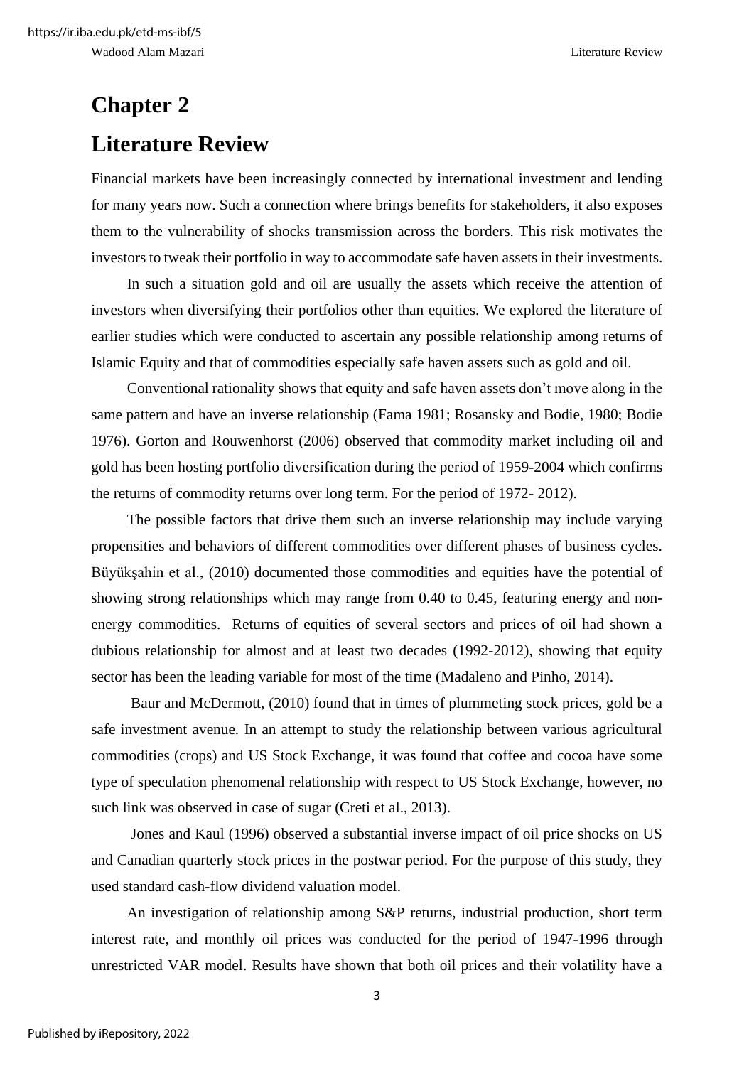# Chapter 2

# Literature Review

Financial markets have been increasingly connected by international investment and lending for many years now. Such a connection where brings benefits for stakeholders, it also exposes them to the vulnerability of shocks transmission across the borders. This risk motivates the investors to tweak their portfolio in way to accommodate safe haven assets in their investments.

In such a situation gold and oil are usually the assets which receive the attention of investors when diversifying their portfolios other than equities. We explored the literature of earlier studies which were conducted to ascertain any possible relationship among returns of Islamic Equity and that of commodities especially safe haven assets such as gold and oil.

Conventional rationality shows that equity and safe haven assets don't move along in the same pattern and have an inverse relationship (Fama 1981; Rosansky and Bodie, 1980; Bodie 1976). Gorton and Rouwenhorst (2006) observed that commodity market including oil and gold has been hosting portfolio diversification during the period of 1959-2004 which confirms the returns of commodity returns over long term. For the period of 1972- 2012).

The possible factors that drive them such an inverse relationship may include varying propensities and behaviors of different commodities over different phases of business cycles. Büyükşahin et al., (2010) documented those commodities and equities have the potential of showing strong relationships which may range from 0.40 to 0.45, featuring energy and non-energy commodities. Returns of equities of several sectors and prices of oil had shown a dubious relationship for almost and at least two decades (1992-2012), showing that equity sector has been the leading variable for most of the time (Madaleno and Pinho, 2014).

Baur and McDermott, (2010) found that in times of plummeting stock prices, gold be a safe investment avenue. In an attempt to study the relationship between various agricultural commodities (crops) and US Stock Exchange, it was found that coffee and cocoa have some type of speculation phenomenal relationship with respect to US Stock Exchange, however, no such link was observed in case of sugar (Creti et al., 2013).

Jones and Kaul (1996) observed a substantial inverse impact of oil price shocks on US and Canadian quarterly stock prices in the postwar period. For the purpose of this study, they used standard cash-flow dividend valuation model.

An investigation of relationship among S&P returns, industrial production, short term interest rate, and monthly oil prices was conducted for the period of 1947-1996 through unrestricted VAR model. Results have shown that both oil prices and their volatility have a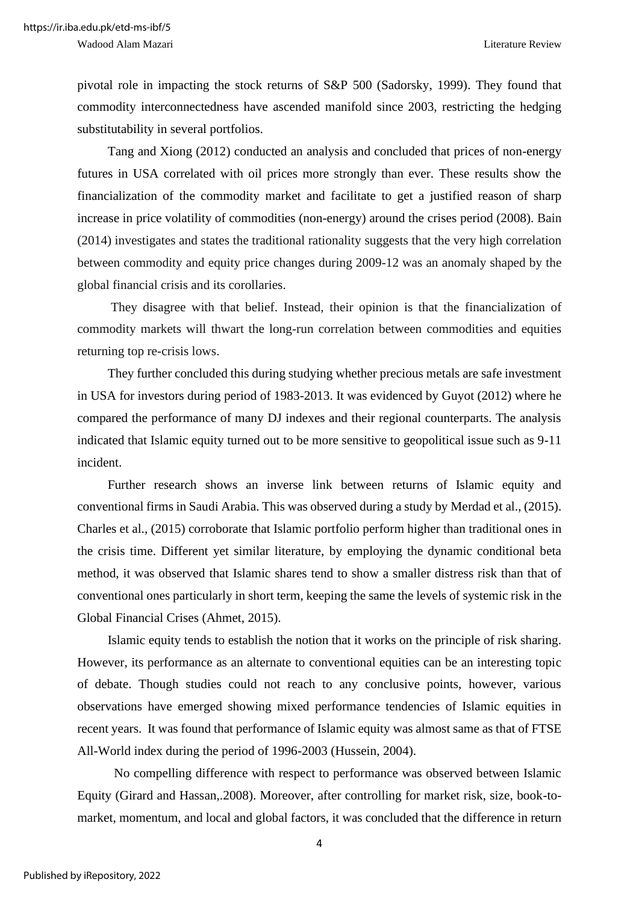pivotal role in impacting the stock returns of S&P 500 (Sadorsky, 1999). They found that commodity interconnectedness have ascended manifold since 2003, restricting the hedging substitutability in several portfolios.

Tang and Xiong (2012) conducted an analysis and concluded that prices of non-energy futures in USA correlated with oil prices more strongly than ever. These results show the financialization of the commodity market and facilitate to get a justified reason of sharp increase in price volatility of commodities (non-energy) around the crises period (2008). Bain (2014) investigates and states the traditional rationality suggests that the very high correlation between commodity and equity price changes during 2009-12 was an anomaly shaped by the global financial crisis and its corollaries.

They disagree with that belief. Instead, their opinion is that the financialization of commodity markets will thwart the long-run correlation between commodities and equities returning top re-crisis lows.

They further concluded this during studying whether precious metals are safe investment in USA for investors during period of 1983-2013. It was evidenced by Guyot (2012) where he compared the performance of many DJ indexes and their regional counterparts. The analysis indicated that Islamic equity turned out to be more sensitive to geopolitical issue such as 9-11 incident.

Further research shows an inverse link between returns of Islamic equity and conventional firms in Saudi Arabia. This was observed during a study by Merdad et al., (2015). Charles et al., (2015) corroborate that Islamic portfolio perform higher than traditional ones in the crisis time. Different yet similar literature, by employing the dynamic conditional beta method, it was observed that Islamic shares tend to show a smaller distress risk than that of conventional ones particularly in short term, keeping the same the levels of systemic risk in the Global Financial Crises (Ahmet, 2015).

Islamic equity tends to establish the notion that it works on the principle of risk sharing. However, its performance as an alternate to conventional equities can be an interesting topic of debate. Though studies could not reach to any conclusive points, however, various observations have emerged showing mixed performance tendencies of Islamic equities in recent years. It was found that performance of Islamic equity was almost same as that of FTSE All-World index during the period of 1996-2003 (Hussein, 2004).

No compelling difference with respect to performance was observed between Islamic Equity (Girard and Hassan,.2008). Moreover, after controlling for market risk, size, book-to-market, momentum, and local and global factors, it was concluded that the difference in return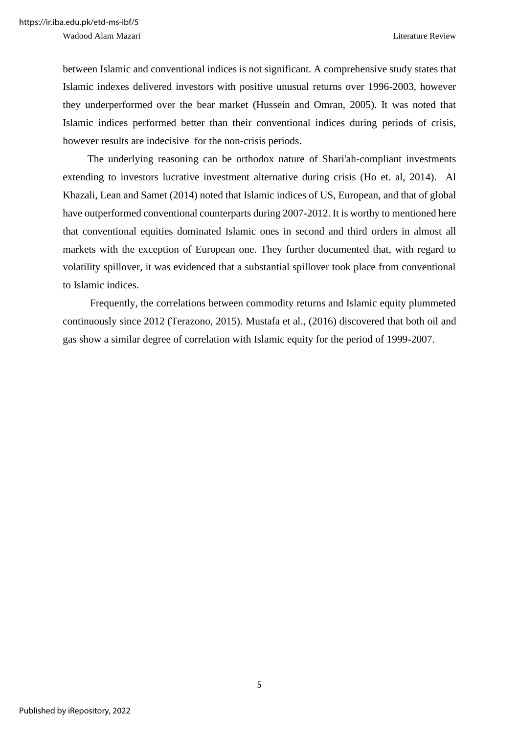between Islamic and conventional indices is not significant. A comprehensive study states that Islamic indexes delivered investors with positive unusual returns over 1996-2003, however they underperformed over the bear market (Hussein and Omran, 2005). It was noted that Islamic indices performed better than their conventional indices during periods of crisis, however results are indecisive for the non-crisis periods.

The underlying reasoning can be orthodox nature of Shari'ah-compliant investments extending to investors lucrative investment alternative during crisis (Ho et. al, 2014). Al Khazali, Lean and Samet (2014) noted that Islamic indices of US, European, and that of global have outperformed conventional counterparts during 2007-2012. It is worthy to mentioned here that conventional equities dominated Islamic ones in second and third orders in almost all markets with the exception of European one. They further documented that, with regard to volatility spillover, it was evidenced that a substantial spillover took place from conventional to Islamic indices.

Frequently, the correlations between commodity returns and Islamic equity plummeted continuously since 2012 (Terazono, 2015). Mustafa et al., (2016) discovered that both oil and gas show a similar degree of correlation with Islamic equity for the period of 1999-2007.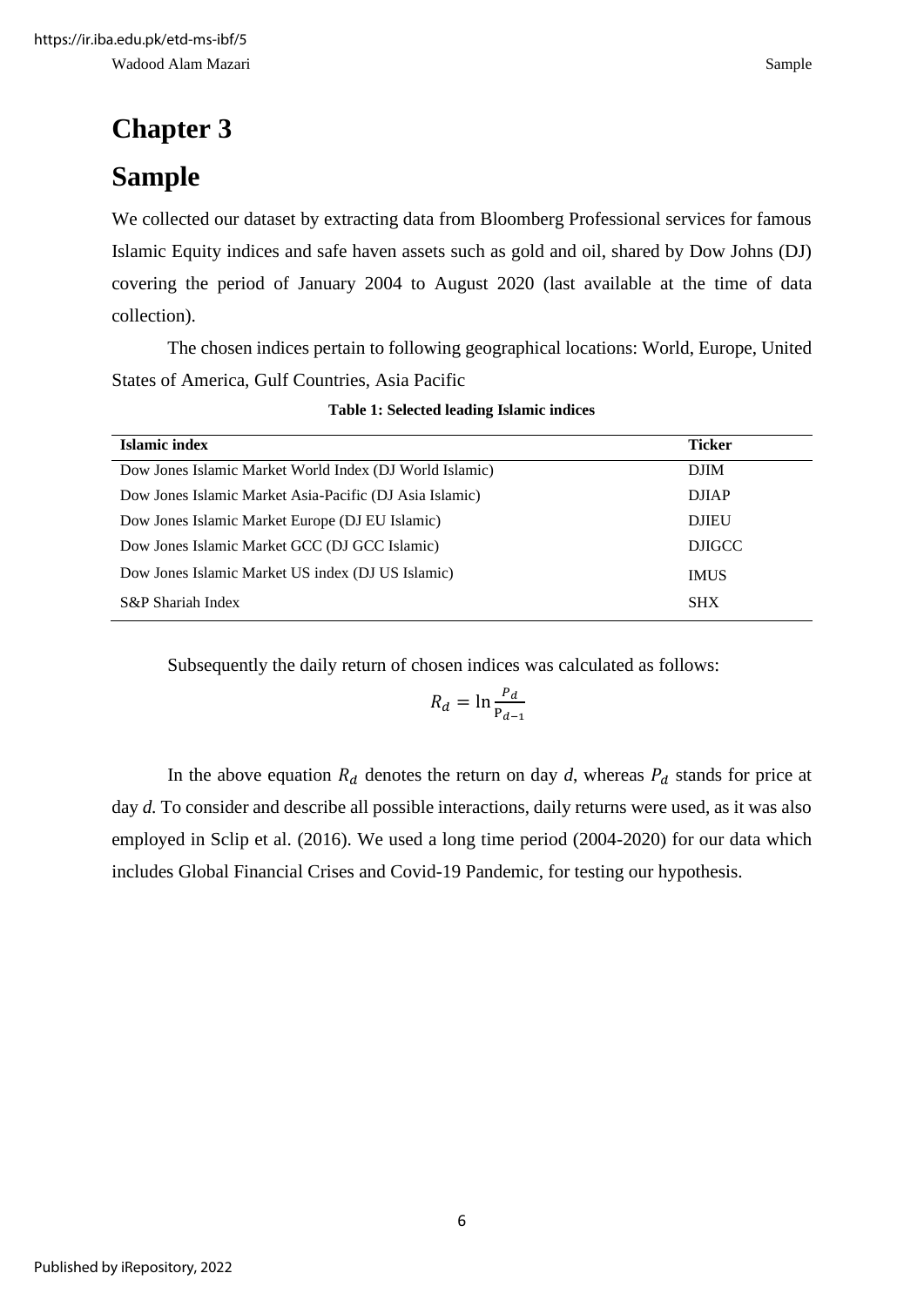# Chapter 3

# Sample

We collected our dataset by extracting data from Bloomberg Professional services for famous Islamic Equity indices and safe haven assets such as gold and oil, shared by Dow Johns (DJ) covering the period of January 2004 to August 2020 (last available at the time of data collection).

The chosen indices pertain to following geographical locations: World, Europe, United States of America, Gulf Countries, Asia Pacific

**Table 1: Selected leading Islamic indices**

| Islamic index | Ticker |
|---|---|
| Dow Jones Islamic Market World Index (DJ World Islamic) | DJIM |
| Dow Jones Islamic Market Asia-Pacific (DJ Asia Islamic) | DJIAP |
| Dow Jones Islamic Market Europe (DJ EU Islamic) | DJIEU |
| Dow Jones Islamic Market GCC (DJ GCC Islamic) | DJIGCC |
| Dow Jones Islamic Market US index (DJ US Islamic) | IMUS |
| S&P Shariah Index | SHX |

Subsequently the daily return of chosen indices was calculated as follows:

$$R_d = \ln \frac{P_d}{P_{d-1}}$$

In the above equation $R_d$ denotes the return on day *d*, whereas $P_d$ stands for price at day *d.* To consider and describe all possible interactions, daily returns were used, as it was also employed in Sclip et al. (2016). We used a long time period (2004-2020) for our data which includes Global Financial Crises and Covid-19 Pandemic, for testing our hypothesis.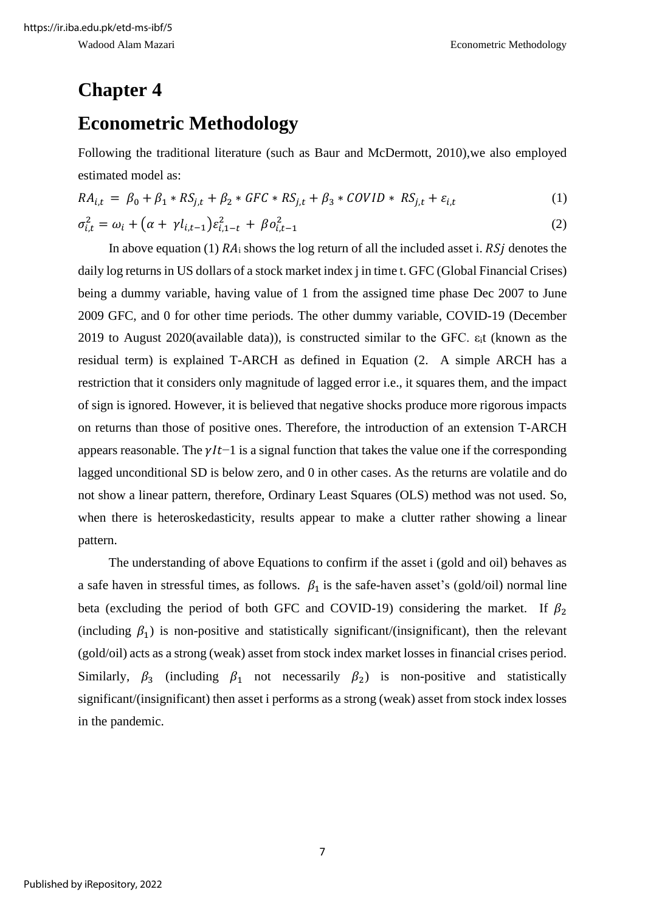# Chapter 4

# Econometric Methodology

Following the traditional literature (such as Baur and McDermott, 2010),we also employed estimated model as:

$$RA_{i,t} = \beta_0 + \beta_1 * RS_{j,t} + \beta_2 * GFC * RS_{j,t} + \beta_3 * COVID * RS_{j,t} + \varepsilon_{i,t} \tag{1}$$

$$\sigma_{i,t}^2 = \omega_i + (\alpha + \gamma l_{i,t-1})\varepsilon_{i,1-t}^2 + \beta o_{i,t-1}^2 \tag{2}$$

In above equation (1) $RA_i$ shows the log return of all the included asset i. $RSj$ denotes the daily log returns in US dollars of a stock market index j in time t. GFC (Global Financial Crises) being a dummy variable, having value of 1 from the assigned time phase Dec 2007 to June 2009 GFC, and 0 for other time periods. The other dummy variable, COVID-19 (December 2019 to August 2020(available data)), is constructed similar to the GFC. $\varepsilon_i$t (known as the residual term) is explained T-ARCH as defined in Equation (2. A simple ARCH has a restriction that it considers only magnitude of lagged error i.e., it squares them, and the impact of sign is ignored. However, it is believed that negative shocks produce more rigorous impacts on returns than those of positive ones. Therefore, the introduction of an extension T-ARCH appears reasonable. The $\gamma It{-}1$ is a signal function that takes the value one if the corresponding lagged unconditional SD is below zero, and 0 in other cases. As the returns are volatile and do not show a linear pattern, therefore, Ordinary Least Squares (OLS) method was not used. So, when there is heteroskedasticity, results appear to make a clutter rather showing a linear pattern.

The understanding of above Equations to confirm if the asset i (gold and oil) behaves as a safe haven in stressful times, as follows. $\beta_1$ is the safe-haven asset's (gold/oil) normal line beta (excluding the period of both GFC and COVID-19) considering the market. If $\beta_2$ (including $\beta_1$) is non-positive and statistically significant/(insignificant), then the relevant (gold/oil) acts as a strong (weak) asset from stock index market losses in financial crises period. Similarly, $\beta_3$ (including $\beta_1$ not necessarily $\beta_2$) is non-positive and statistically significant/(insignificant) then asset i performs as a strong (weak) asset from stock index losses in the pandemic.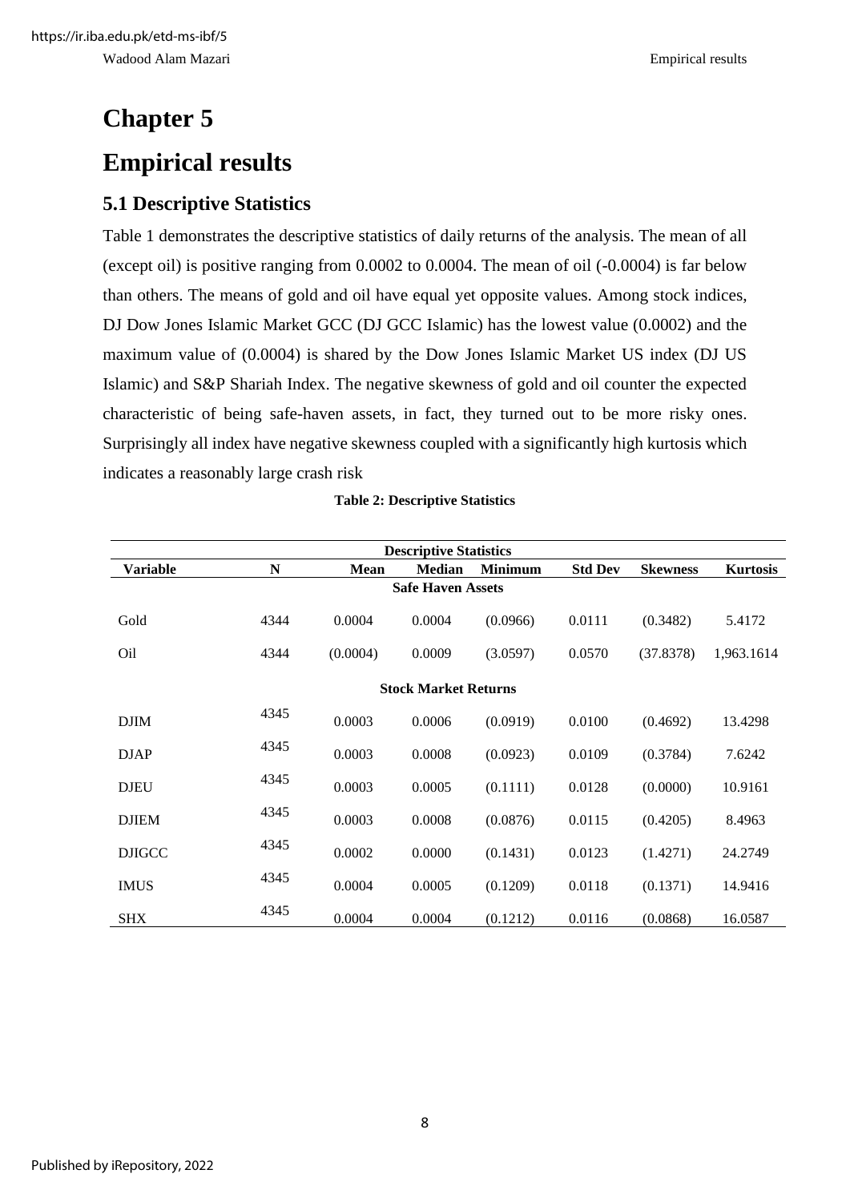# Chapter 5

# Empirical results

## 5.1 Descriptive Statistics

Table 1 demonstrates the descriptive statistics of daily returns of the analysis. The mean of all (except oil) is positive ranging from 0.0002 to 0.0004. The mean of oil (-0.0004) is far below than others. The means of gold and oil have equal yet opposite values. Among stock indices, DJ Dow Jones Islamic Market GCC (DJ GCC Islamic) has the lowest value (0.0002) and the maximum value of (0.0004) is shared by the Dow Jones Islamic Market US index (DJ US Islamic) and S&P Shariah Index. The negative skewness of gold and oil counter the expected characteristic of being safe-haven assets, in fact, they turned out to be more risky ones. Surprisingly all index have negative skewness coupled with a significantly high kurtosis which indicates a reasonably large crash risk

**Table 2: Descriptive Statistics**

| Descriptive Statistics | | | | | | | |
|---|---|---|---|---|---|---|---|
| **Variable** | **N** | **Mean** | **Median** | **Minimum** | **Std Dev** | **Skewness** | **Kurtosis** |
| **Safe Haven Assets** | | | | | | | |
| Gold | 4344 | 0.0004 | 0.0004 | (0.0966) | 0.0111 | (0.3482) | 5.4172 |
| Oil | 4344 | (0.0004) | 0.0009 | (3.0597) | 0.0570 | (37.8378) | 1,963.1614 |
| **Stock Market Returns** | | | | | | | |
| DJIM | 4345 | 0.0003 | 0.0006 | (0.0919) | 0.0100 | (0.4692) | 13.4298 |
| DJAP | 4345 | 0.0003 | 0.0008 | (0.0923) | 0.0109 | (0.3784) | 7.6242 |
| DJEU | 4345 | 0.0003 | 0.0005 | (0.1111) | 0.0128 | (0.0000) | 10.9161 |
| DJIEM | 4345 | 0.0003 | 0.0008 | (0.0876) | 0.0115 | (0.4205) | 8.4963 |
| DJIGCC | 4345 | 0.0002 | 0.0000 | (0.1431) | 0.0123 | (1.4271) | 24.2749 |
| IMUS | 4345 | 0.0004 | 0.0005 | (0.1209) | 0.0118 | (0.1371) | 14.9416 |
| SHX | 4345 | 0.0004 | 0.0004 | (0.1212) | 0.0116 | (0.0868) | 16.0587 |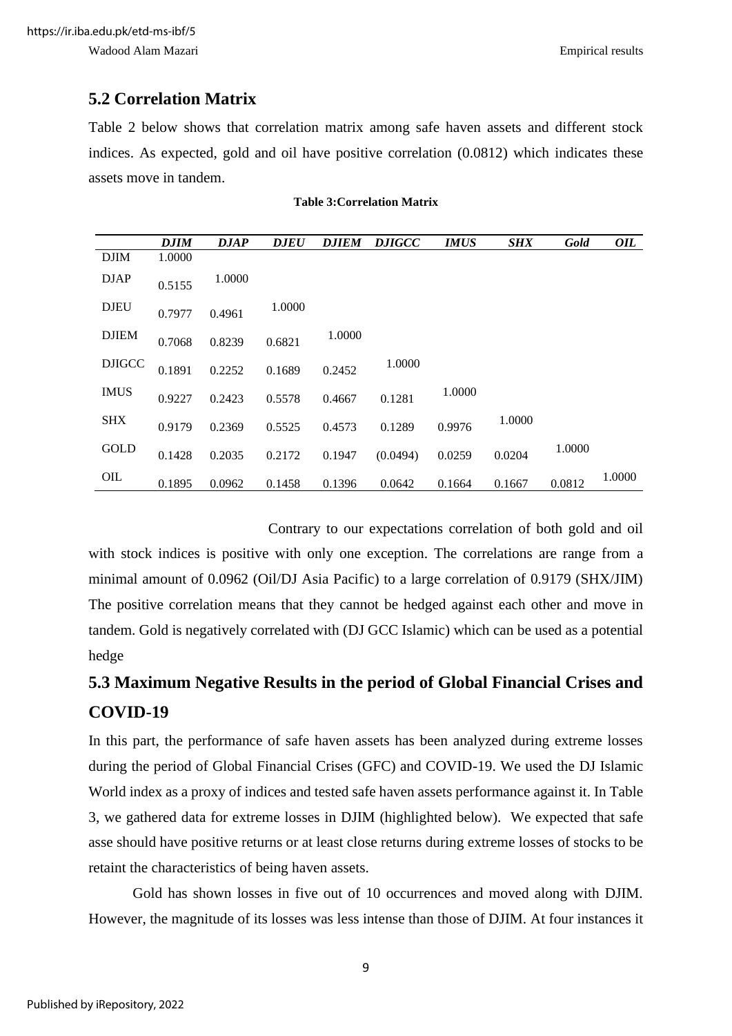## 5.2 Correlation Matrix

Table 2 below shows that correlation matrix among safe haven assets and different stock indices. As expected, gold and oil have positive correlation (0.0812) which indicates these assets move in tandem.

**Table 3:Correlation Matrix**

| | ***DJIM*** | ***DJAP*** | ***DJEU*** | ***DJIEM*** | ***DJIGCC*** | ***IMUS*** | ***SHX*** | ***Gold*** | ***OIL*** |
|---|---|---|---|---|---|---|---|---|---|
| DJIM | 1.0000 | | | | | | | | |
| DJAP | 0.5155 | 1.0000 | | | | | | | |
| DJEU | 0.7977 | 0.4961 | 1.0000 | | | | | | |
| DJIEM | 0.7068 | 0.8239 | 0.6821 | 1.0000 | | | | | |
| DJIGCC | 0.1891 | 0.2252 | 0.1689 | 0.2452 | 1.0000 | | | | |
| IMUS | 0.9227 | 0.2423 | 0.5578 | 0.4667 | 0.1281 | 1.0000 | | | |
| SHX | 0.9179 | 0.2369 | 0.5525 | 0.4573 | 0.1289 | 0.9976 | 1.0000 | | |
| GOLD | 0.1428 | 0.2035 | 0.2172 | 0.1947 | (0.0494) | 0.0259 | 0.0204 | 1.0000 | |
| OIL | 0.1895 | 0.0962 | 0.1458 | 0.1396 | 0.0642 | 0.1664 | 0.1667 | 0.0812 | 1.0000 |

Contrary to our expectations correlation of both gold and oil with stock indices is positive with only one exception. The correlations are range from a minimal amount of 0.0962 (Oil/DJ Asia Pacific) to a large correlation of 0.9179 (SHX/JIM) The positive correlation means that they cannot be hedged against each other and move in tandem. Gold is negatively correlated with (DJ GCC Islamic) which can be used as a potential hedge

## 5.3 Maximum Negative Results in the period of Global Financial Crises and COVID-19

In this part, the performance of safe haven assets has been analyzed during extreme losses during the period of Global Financial Crises (GFC) and COVID-19. We used the DJ Islamic World index as a proxy of indices and tested safe haven assets performance against it. In Table 3, we gathered data for extreme losses in DJIM (highlighted below). We expected that safe asse should have positive returns or at least close returns during extreme losses of stocks to be retaint the characteristics of being haven assets.

Gold has shown losses in five out of 10 occurrences and moved along with DJIM. However, the magnitude of its losses was less intense than those of DJIM. At four instances it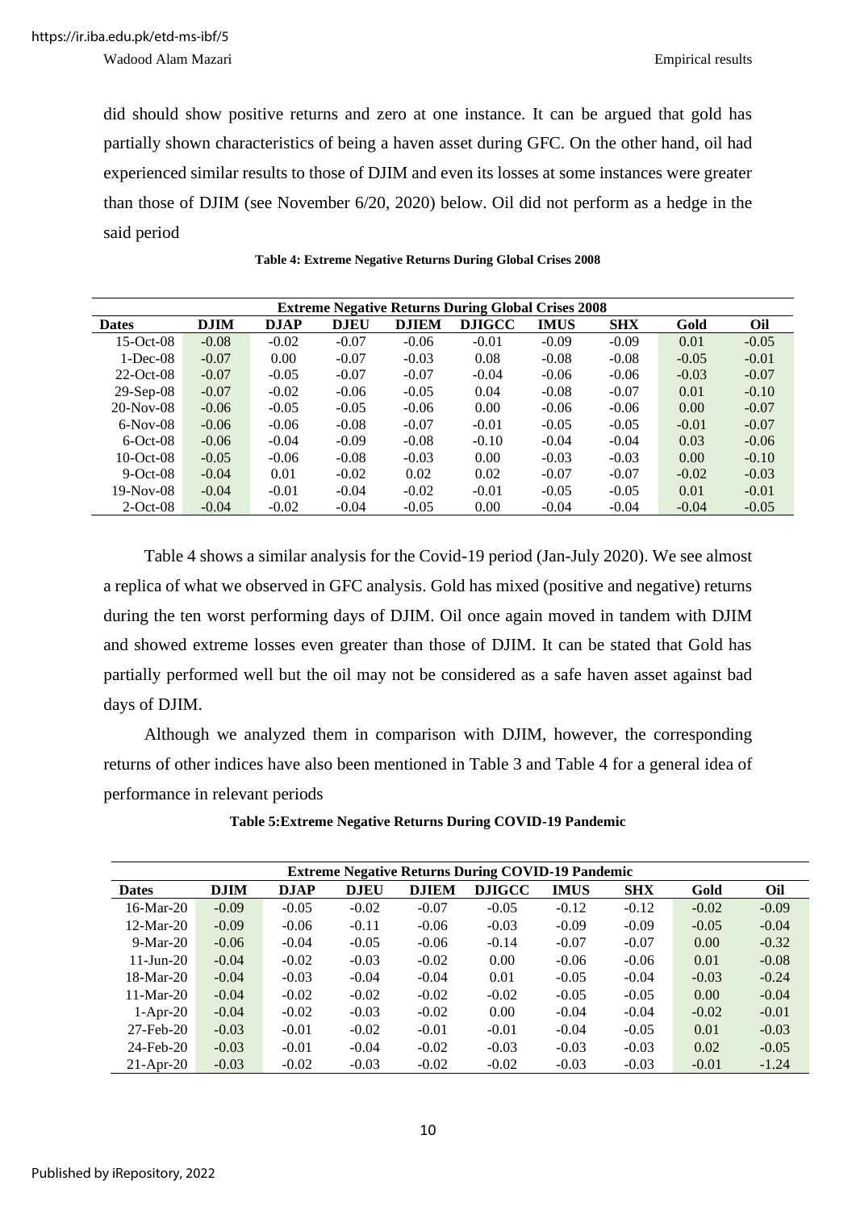did should show positive returns and zero at one instance. It can be argued that gold has partially shown characteristics of being a haven asset during GFC. On the other hand, oil had experienced similar results to those of DJIM and even its losses at some instances were greater than those of DJIM (see November 6/20, 2020) below. Oil did not perform as a hedge in the said period

**Table 4: Extreme Negative Returns During Global Crises 2008**

| Extreme Negative Returns During Global Crises 2008 | | | | | | | | | |
|---|---|---|---|---|---|---|---|---|---|
| **Dates** | **DJIM** | **DJAP** | **DJEU** | **DJIEM** | **DJIGCC** | **IMUS** | **SHX** | **Gold** | **Oil** |
| 15-Oct-08 | -0.08 | -0.02 | -0.07 | -0.06 | -0.01 | -0.09 | -0.09 | 0.01 | -0.05 |
| 1-Dec-08 | -0.07 | 0.00 | -0.07 | -0.03 | 0.08 | -0.08 | -0.08 | -0.05 | -0.01 |
| 22-Oct-08 | -0.07 | -0.05 | -0.07 | -0.07 | -0.04 | -0.06 | -0.06 | -0.03 | -0.07 |
| 29-Sep-08 | -0.07 | -0.02 | -0.06 | -0.05 | 0.04 | -0.08 | -0.07 | 0.01 | -0.10 |
| 20-Nov-08 | -0.06 | -0.05 | -0.05 | -0.06 | 0.00 | -0.06 | -0.06 | 0.00 | -0.07 |
| 6-Nov-08 | -0.06 | -0.06 | -0.08 | -0.07 | -0.01 | -0.05 | -0.05 | -0.01 | -0.07 |
| 6-Oct-08 | -0.06 | -0.04 | -0.09 | -0.08 | -0.10 | -0.04 | -0.04 | 0.03 | -0.06 |
| 10-Oct-08 | -0.05 | -0.06 | -0.08 | -0.03 | 0.00 | -0.03 | -0.03 | 0.00 | -0.10 |
| 9-Oct-08 | -0.04 | 0.01 | -0.02 | 0.02 | 0.02 | -0.07 | -0.07 | -0.02 | -0.03 |
| 19-Nov-08 | -0.04 | -0.01 | -0.04 | -0.02 | -0.01 | -0.05 | -0.05 | 0.01 | -0.01 |
| 2-Oct-08 | -0.04 | -0.02 | -0.04 | -0.05 | 0.00 | -0.04 | -0.04 | -0.04 | -0.05 |

Table 4 shows a similar analysis for the Covid-19 period (Jan-July 2020). We see almost a replica of what we observed in GFC analysis. Gold has mixed (positive and negative) returns during the ten worst performing days of DJIM. Oil once again moved in tandem with DJIM and showed extreme losses even greater than those of DJIM. It can be stated that Gold has partially performed well but the oil may not be considered as a safe haven asset against bad days of DJIM.

Although we analyzed them in comparison with DJIM, however, the corresponding returns of other indices have also been mentioned in Table 3 and Table 4 for a general idea of performance in relevant periods

**Table 5:Extreme Negative Returns During COVID-19 Pandemic**

| Extreme Negative Returns During COVID-19 Pandemic | | | | | | | | | |
|---|---|---|---|---|---|---|---|---|---|
| **Dates** | **DJIM** | **DJAP** | **DJEU** | **DJIEM** | **DJIGCC** | **IMUS** | **SHX** | **Gold** | **Oil** |
| 16-Mar-20 | -0.09 | -0.05 | -0.02 | -0.07 | -0.05 | -0.12 | -0.12 | -0.02 | -0.09 |
| 12-Mar-20 | -0.09 | -0.06 | -0.11 | -0.06 | -0.03 | -0.09 | -0.09 | -0.05 | -0.04 |
| 9-Mar-20 | -0.06 | -0.04 | -0.05 | -0.06 | -0.14 | -0.07 | -0.07 | 0.00 | -0.32 |
| 11-Jun-20 | -0.04 | -0.02 | -0.03 | -0.02 | 0.00 | -0.06 | -0.06 | 0.01 | -0.08 |
| 18-Mar-20 | -0.04 | -0.03 | -0.04 | -0.04 | 0.01 | -0.05 | -0.04 | -0.03 | -0.24 |
| 11-Mar-20 | -0.04 | -0.02 | -0.02 | -0.02 | -0.02 | -0.05 | -0.05 | 0.00 | -0.04 |
| 1-Apr-20 | -0.04 | -0.02 | -0.03 | -0.02 | 0.00 | -0.04 | -0.04 | -0.02 | -0.01 |
| 27-Feb-20 | -0.03 | -0.01 | -0.02 | -0.01 | -0.01 | -0.04 | -0.05 | 0.01 | -0.03 |
| 24-Feb-20 | -0.03 | -0.01 | -0.04 | -0.02 | -0.03 | -0.03 | -0.03 | 0.02 | -0.05 |
| 21-Apr-20 | -0.03 | -0.02 | -0.03 | -0.02 | -0.02 | -0.03 | -0.03 | -0.01 | -1.24 |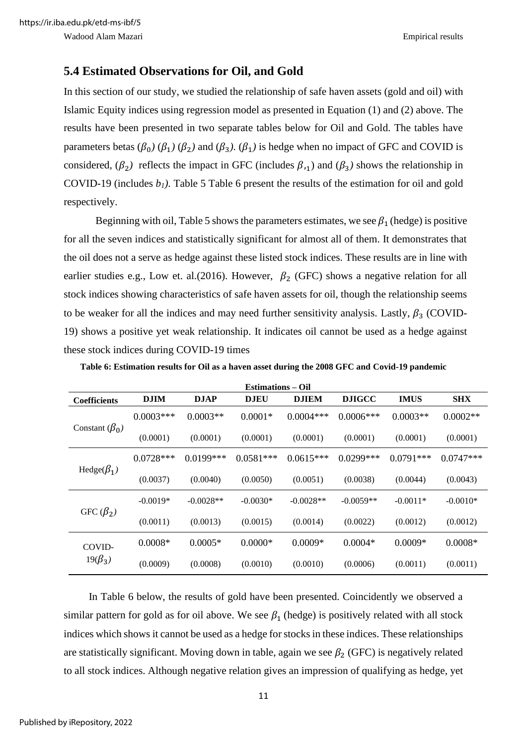## 5.4 Estimated Observations for Oil, and Gold

In this section of our study, we studied the relationship of safe haven assets (gold and oil) with Islamic Equity indices using regression model as presented in Equation (1) and (2) above. The results have been presented in two separate tables below for Oil and Gold. The tables have parameters betas ($\beta_0$) ($\beta_1$) ($\beta_2$) and ($\beta_3$). ($\beta_1$) is hedge when no impact of GFC and COVID is considered, ($\beta_2$) reflects the impact in GFC (includes $\beta_{,1}$) and ($\beta_3$) shows the relationship in COVID-19 (includes $b_1$). Table 5 Table 6 present the results of the estimation for oil and gold respectively.

Beginning with oil, Table 5 shows the parameters estimates, we see $\beta_1$ (hedge) is positive for all the seven indices and statistically significant for almost all of them. It demonstrates that the oil does not a serve as hedge against these listed stock indices. These results are in line with earlier studies e.g., Low et. al.(2016). However, $\beta_2$ (GFC) shows a negative relation for all stock indices showing characteristics of safe haven assets for oil, though the relationship seems to be weaker for all the indices and may need further sensitivity analysis. Lastly, $\beta_3$ (COVID-19) shows a positive yet weak relationship. It indicates oil cannot be used as a hedge against these stock indices during COVID-19 times

**Table 6: Estimation results for Oil as a haven asset during the 2008 GFC and Covid-19 pandemic**

| | Estimations – Oil | | | | | | |
|---|---|---|---|---|---|---|---|
| **Coefficients** | **DJIM** | **DJAP** | **DJEU** | **DJIEM** | **DJIGCC** | **IMUS** | **SHX** |
| Constant ($\beta_0$) | 0.0003*** | 0.0003** | 0.0001* | 0.0004*** | 0.0006*** | 0.0003** | 0.0002** |
| | (0.0001) | (0.0001) | (0.0001) | (0.0001) | (0.0001) | (0.0001) | (0.0001) |
| Hedge($\beta_1$) | 0.0728*** | 0.0199*** | 0.0581*** | 0.0615*** | 0.0299*** | 0.0791*** | 0.0747*** |
| | (0.0037) | (0.0040) | (0.0050) | (0.0051) | (0.0038) | (0.0044) | (0.0043) |
| GFC ($\beta_2$) | -0.0019* | -0.0028** | -0.0030* | -0.0028** | -0.0059** | -0.0011* | -0.0010* |
| | (0.0011) | (0.0013) | (0.0015) | (0.0014) | (0.0022) | (0.0012) | (0.0012) |
| COVID-19($\beta_3$) | 0.0008* | 0.0005* | 0.0000* | 0.0009* | 0.0004* | 0.0009* | 0.0008* |
| | (0.0009) | (0.0008) | (0.0010) | (0.0010) | (0.0006) | (0.0011) | (0.0011) |

In Table 6 below, the results of gold have been presented. Coincidently we observed a similar pattern for gold as for oil above. We see $\beta_1$ (hedge) is positively related with all stock indices which shows it cannot be used as a hedge for stocks in these indices. These relationships are statistically significant. Moving down in table, again we see $\beta_2$ (GFC) is negatively related to all stock indices. Although negative relation gives an impression of qualifying as hedge, yet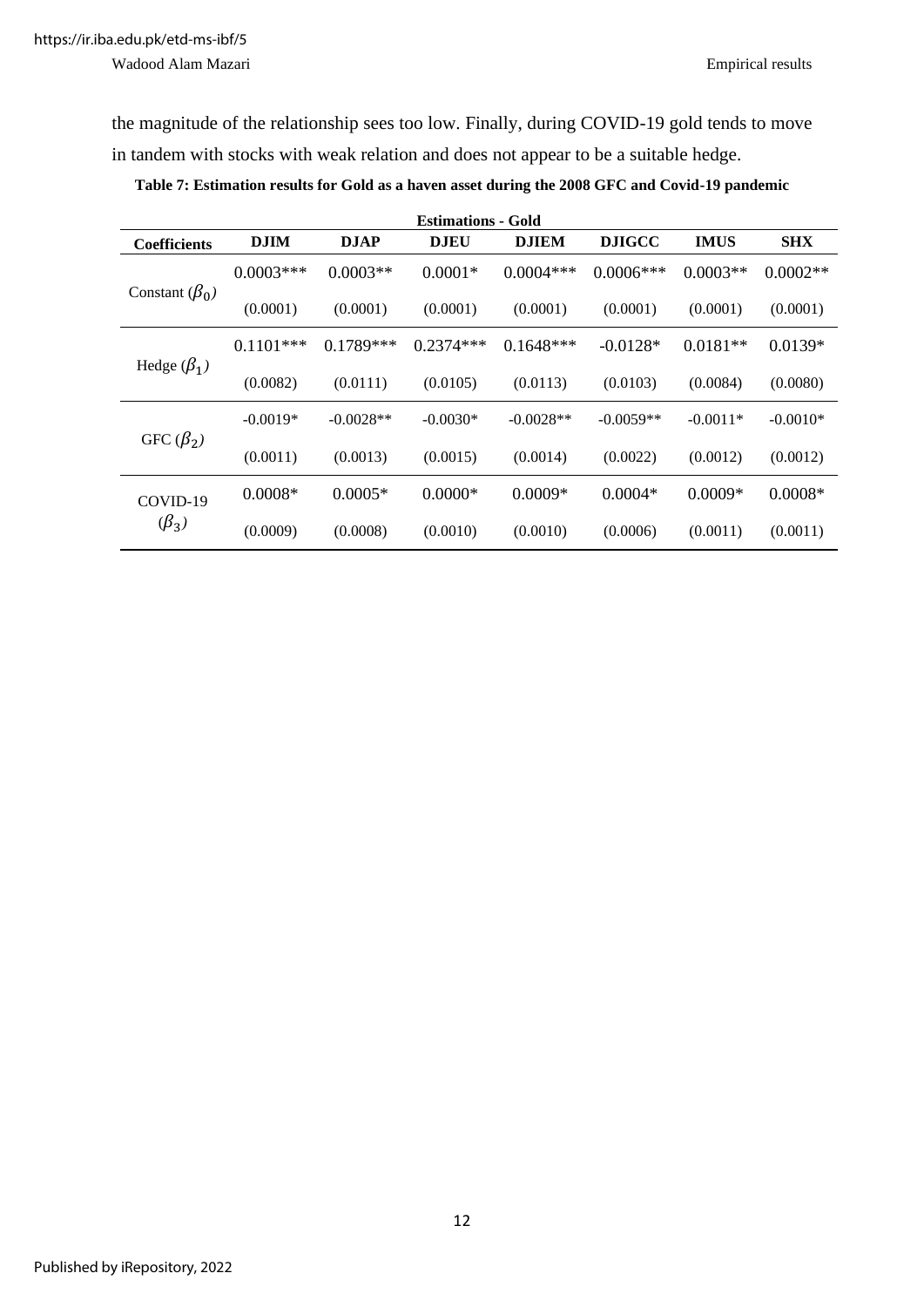the magnitude of the relationship sees too low. Finally, during COVID-19 gold tends to move in tandem with stocks with weak relation and does not appear to be a suitable hedge.

**Table 7: Estimation results for Gold as a haven asset during the 2008 GFC and Covid-19 pandemic**

| | Estimations - Gold | | | | | | |
|---|---|---|---|---|---|---|---|
| **Coefficients** | **DJIM** | **DJAP** | **DJEU** | **DJIEM** | **DJIGCC** | **IMUS** | **SHX** |
| Constant ($\beta_0$) | 0.0003*** | 0.0003** | 0.0001* | 0.0004*** | 0.0006*** | 0.0003** | 0.0002** |
| | (0.0001) | (0.0001) | (0.0001) | (0.0001) | (0.0001) | (0.0001) | (0.0001) |
| Hedge ($\beta_1$) | 0.1101*** | 0.1789*** | 0.2374*** | 0.1648*** | -0.0128* | 0.0181** | 0.0139* |
| | (0.0082) | (0.0111) | (0.0105) | (0.0113) | (0.0103) | (0.0084) | (0.0080) |
| GFC ($\beta_2$) | -0.0019* | -0.0028** | -0.0030* | -0.0028** | -0.0059** | -0.0011* | -0.0010* |
| | (0.0011) | (0.0013) | (0.0015) | (0.0014) | (0.0022) | (0.0012) | (0.0012) |
| COVID-19 ($\beta_3$) | 0.0008* | 0.0005* | 0.0000* | 0.0009* | 0.0004* | 0.0009* | 0.0008* |
| | (0.0009) | (0.0008) | (0.0010) | (0.0010) | (0.0006) | (0.0011) | (0.0011) |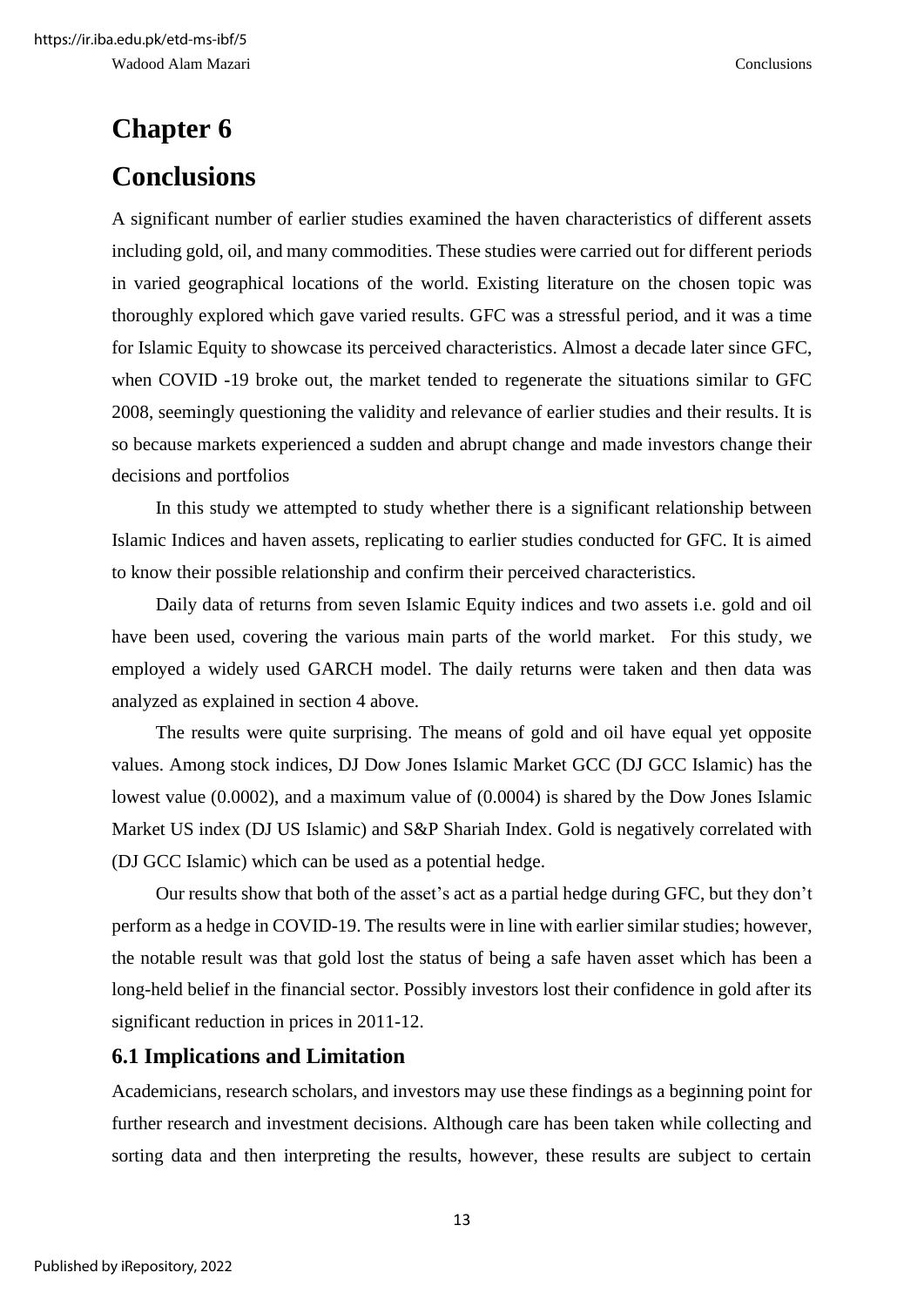# Chapter 6

# Conclusions

A significant number of earlier studies examined the haven characteristics of different assets including gold, oil, and many commodities. These studies were carried out for different periods in varied geographical locations of the world. Existing literature on the chosen topic was thoroughly explored which gave varied results. GFC was a stressful period, and it was a time for Islamic Equity to showcase its perceived characteristics. Almost a decade later since GFC, when COVID -19 broke out, the market tended to regenerate the situations similar to GFC 2008, seemingly questioning the validity and relevance of earlier studies and their results. It is so because markets experienced a sudden and abrupt change and made investors change their decisions and portfolios

In this study we attempted to study whether there is a significant relationship between Islamic Indices and haven assets, replicating to earlier studies conducted for GFC. It is aimed to know their possible relationship and confirm their perceived characteristics.

Daily data of returns from seven Islamic Equity indices and two assets i.e. gold and oil have been used, covering the various main parts of the world market. For this study, we employed a widely used GARCH model. The daily returns were taken and then data was analyzed as explained in section 4 above.

The results were quite surprising. The means of gold and oil have equal yet opposite values. Among stock indices, DJ Dow Jones Islamic Market GCC (DJ GCC Islamic) has the lowest value (0.0002), and a maximum value of (0.0004) is shared by the Dow Jones Islamic Market US index (DJ US Islamic) and S&P Shariah Index. Gold is negatively correlated with (DJ GCC Islamic) which can be used as a potential hedge.

Our results show that both of the asset's act as a partial hedge during GFC, but they don't perform as a hedge in COVID-19. The results were in line with earlier similar studies; however, the notable result was that gold lost the status of being a safe haven asset which has been a long-held belief in the financial sector. Possibly investors lost their confidence in gold after its significant reduction in prices in 2011-12.

## 6.1 Implications and Limitation

Academicians, research scholars, and investors may use these findings as a beginning point for further research and investment decisions. Although care has been taken while collecting and sorting data and then interpreting the results, however, these results are subject to certain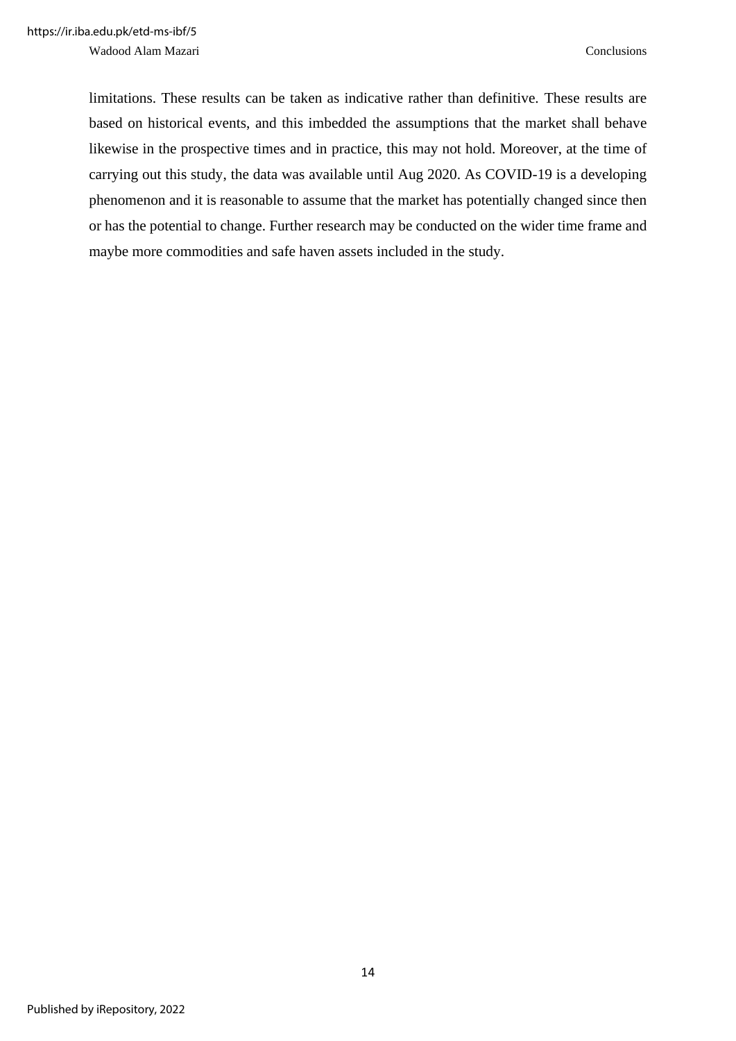limitations. These results can be taken as indicative rather than definitive. These results are based on historical events, and this imbedded the assumptions that the market shall behave likewise in the prospective times and in practice, this may not hold. Moreover, at the time of carrying out this study, the data was available until Aug 2020. As COVID-19 is a developing phenomenon and it is reasonable to assume that the market has potentially changed since then or has the potential to change. Further research may be conducted on the wider time frame and maybe more commodities and safe haven assets included in the study.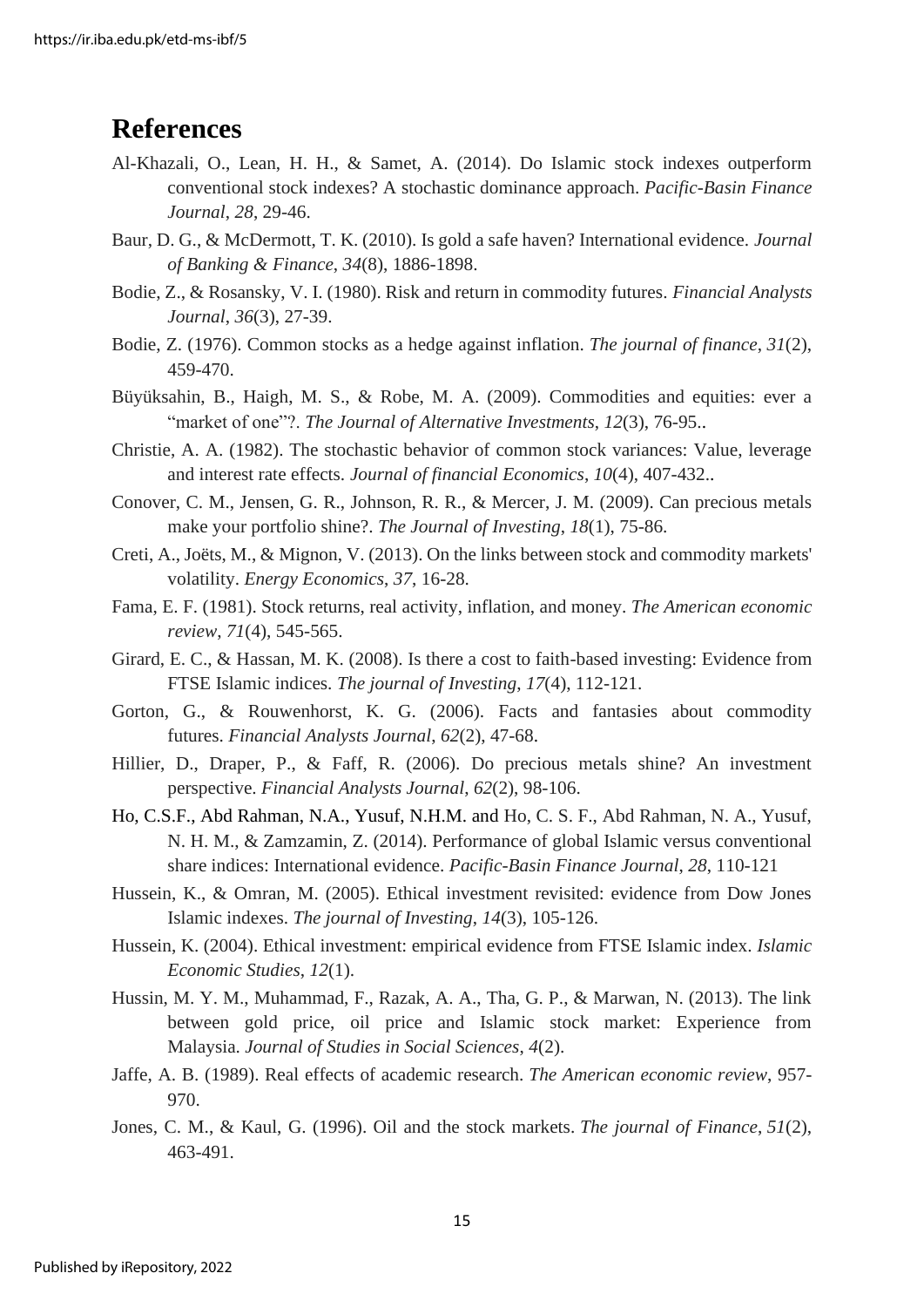# References

Al-Khazali, O., Lean, H. H., & Samet, A. (2014). Do Islamic stock indexes outperform conventional stock indexes? A stochastic dominance approach. *Pacific-Basin Finance Journal*, *28*, 29-46.

Baur, D. G., & McDermott, T. K. (2010). Is gold a safe haven? International evidence. *Journal of Banking & Finance*, *34*(8), 1886-1898.

Bodie, Z., & Rosansky, V. I. (1980). Risk and return in commodity futures. *Financial Analysts Journal*, *36*(3), 27-39.

Bodie, Z. (1976). Common stocks as a hedge against inflation. *The journal of finance*, *31*(2), 459-470.

Büyüksahin, B., Haigh, M. S., & Robe, M. A. (2009). Commodities and equities: ever a "market of one"?. *The Journal of Alternative Investments*, *12*(3), 76-95..

Christie, A. A. (1982). The stochastic behavior of common stock variances: Value, leverage and interest rate effects. *Journal of financial Economics*, *10*(4), 407-432..

Conover, C. M., Jensen, G. R., Johnson, R. R., & Mercer, J. M. (2009). Can precious metals make your portfolio shine?. *The Journal of Investing*, *18*(1), 75-86.

Creti, A., Joëts, M., & Mignon, V. (2013). On the links between stock and commodity markets' volatility. *Energy Economics*, *37*, 16-28.

Fama, E. F. (1981). Stock returns, real activity, inflation, and money. *The American economic review*, *71*(4), 545-565.

Girard, E. C., & Hassan, M. K. (2008). Is there a cost to faith-based investing: Evidence from FTSE Islamic indices. *The journal of Investing*, *17*(4), 112-121.

Gorton, G., & Rouwenhorst, K. G. (2006). Facts and fantasies about commodity futures. *Financial Analysts Journal*, *62*(2), 47-68.

Hillier, D., Draper, P., & Faff, R. (2006). Do precious metals shine? An investment perspective. *Financial Analysts Journal*, *62*(2), 98-106.

Ho, C.S.F., Abd Rahman, N.A., Yusuf, N.H.M. and Ho, C. S. F., Abd Rahman, N. A., Yusuf, N. H. M., & Zamzamin, Z. (2014). Performance of global Islamic versus conventional share indices: International evidence. *Pacific-Basin Finance Journal*, *28*, 110-121

Hussein, K., & Omran, M. (2005). Ethical investment revisited: evidence from Dow Jones Islamic indexes. *The journal of Investing*, *14*(3), 105-126.

Hussein, K. (2004). Ethical investment: empirical evidence from FTSE Islamic index. *Islamic Economic Studies*, *12*(1).

Hussin, M. Y. M., Muhammad, F., Razak, A. A., Tha, G. P., & Marwan, N. (2013). The link between gold price, oil price and Islamic stock market: Experience from Malaysia. *Journal of Studies in Social Sciences*, *4*(2).

Jaffe, A. B. (1989). Real effects of academic research. *The American economic review*, 957-970.

Jones, C. M., & Kaul, G. (1996). Oil and the stock markets. *The journal of Finance*, *51*(2), 463-491.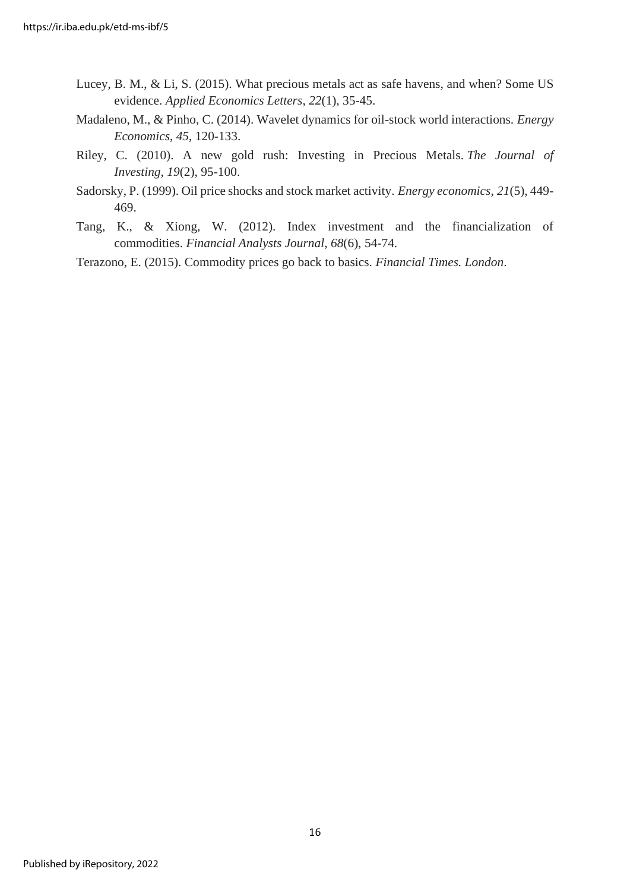Lucey, B. M., & Li, S. (2015). What precious metals act as safe havens, and when? Some US evidence. *Applied Economics Letters*, *22*(1), 35-45.

Madaleno, M., & Pinho, C. (2014). Wavelet dynamics for oil-stock world interactions. *Energy Economics*, *45*, 120-133.

Riley, C. (2010). A new gold rush: Investing in Precious Metals. *The Journal of Investing*, *19*(2), 95-100.

Sadorsky, P. (1999). Oil price shocks and stock market activity. *Energy economics*, *21*(5), 449-469.

Tang, K., & Xiong, W. (2012). Index investment and the financialization of commodities. *Financial Analysts Journal*, *68*(6), 54-74.

Terazono, E. (2015). Commodity prices go back to basics. *Financial Times. London*.